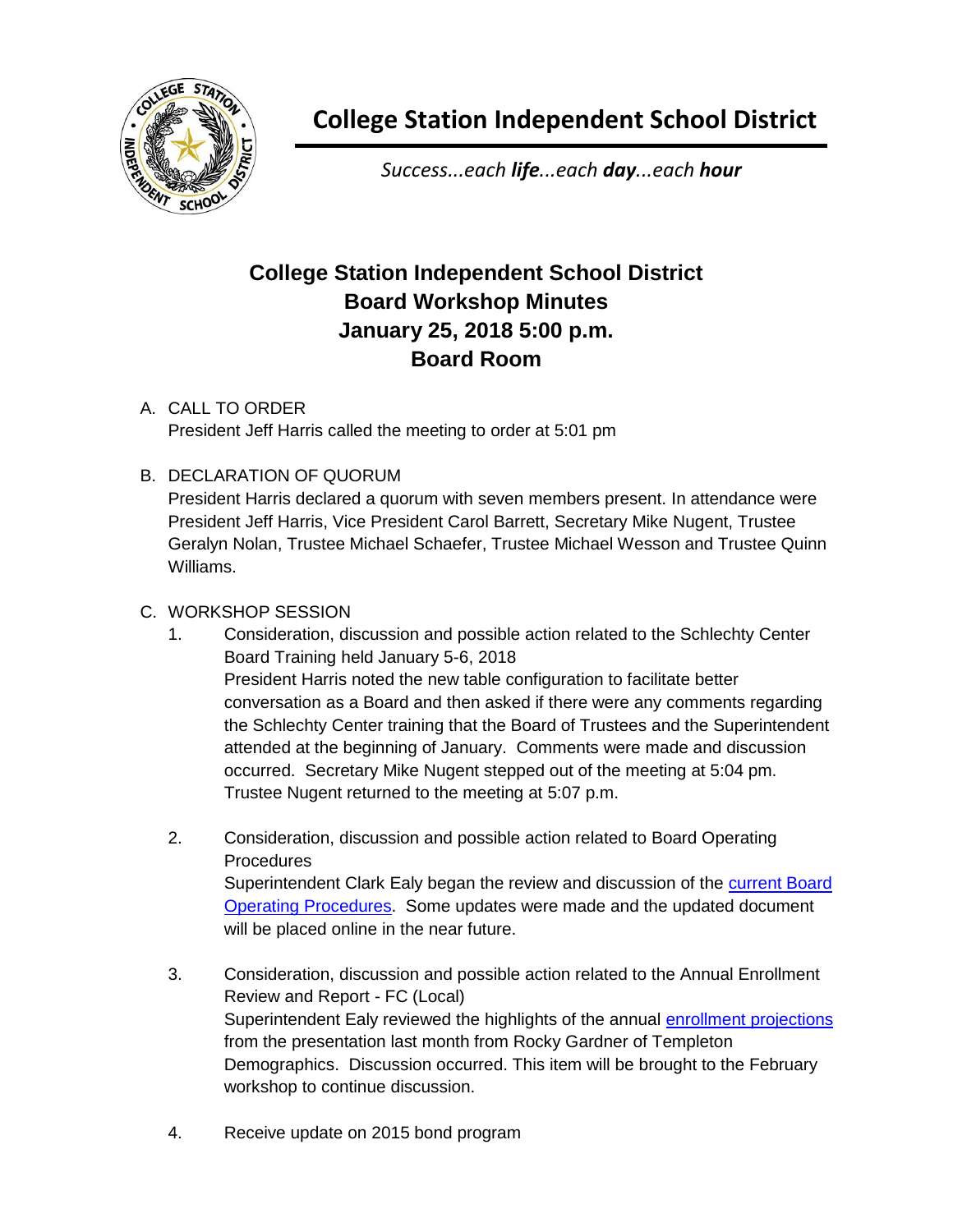# College Station Independent School District

*Success...each **life**...each **day**...each **hour***

## College Station Independent School District
## Board Workshop Minutes
## January 25, 2018 5:00 p.m.
## Board Room

A. CALL TO ORDER
President Jeff Harris called the meeting to order at 5:01 pm

B. DECLARATION OF QUORUM
President Harris declared a quorum with seven members present. In attendance were President Jeff Harris, Vice President Carol Barrett, Secretary Mike Nugent, Trustee Geralyn Nolan, Trustee Michael Schaefer, Trustee Michael Wesson and Trustee Quinn Williams.

C. WORKSHOP SESSION

1. Consideration, discussion and possible action related to the Schlechty Center Board Training held January 5-6, 2018
   President Harris noted the new table configuration to facilitate better conversation as a Board and then asked if there were any comments regarding the Schlechty Center training that the Board of Trustees and the Superintendent attended at the beginning of January. Comments were made and discussion occurred. Secretary Mike Nugent stepped out of the meeting at 5:04 pm. Trustee Nugent returned to the meeting at 5:07 p.m.

2. Consideration, discussion and possible action related to Board Operating Procedures
   Superintendent Clark Ealy began the review and discussion of the current Board Operating Procedures. Some updates were made and the updated document will be placed online in the near future.

3. Consideration, discussion and possible action related to the Annual Enrollment Review and Report - FC (Local)
   Superintendent Ealy reviewed the highlights of the annual enrollment projections from the presentation last month from Rocky Gardner of Templeton Demographics. Discussion occurred. This item will be brought to the February workshop to continue discussion.

4. Receive update on 2015 bond program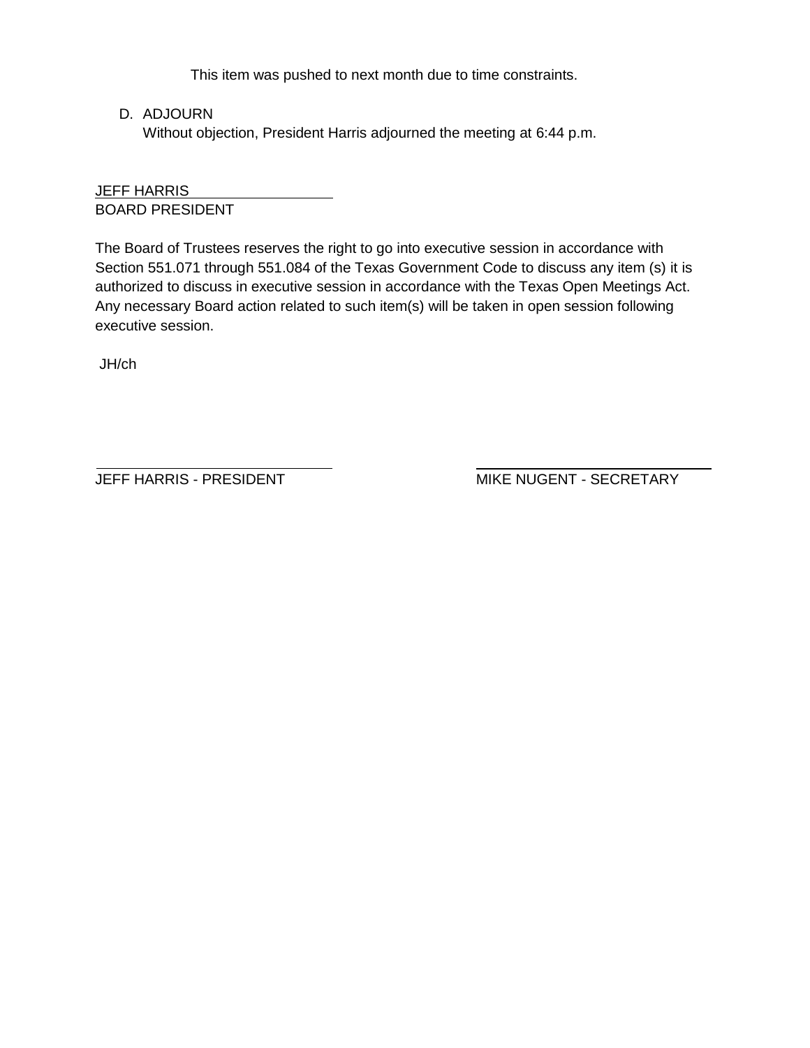This item was pushed to next month due to time constraints.

D. ADJOURN
   Without objection, President Harris adjourned the meeting at 6:44 p.m.

JEFF HARRIS
BOARD PRESIDENT

The Board of Trustees reserves the right to go into executive session in accordance with Section 551.071 through 551.084 of the Texas Government Code to discuss any item (s) it is authorized to discuss in executive session in accordance with the Texas Open Meetings Act. Any necessary Board action related to such item(s) will be taken in open session following executive session.

JH/ch

JEFF HARRIS - PRESIDENT

MIKE NUGENT - SECRETARY